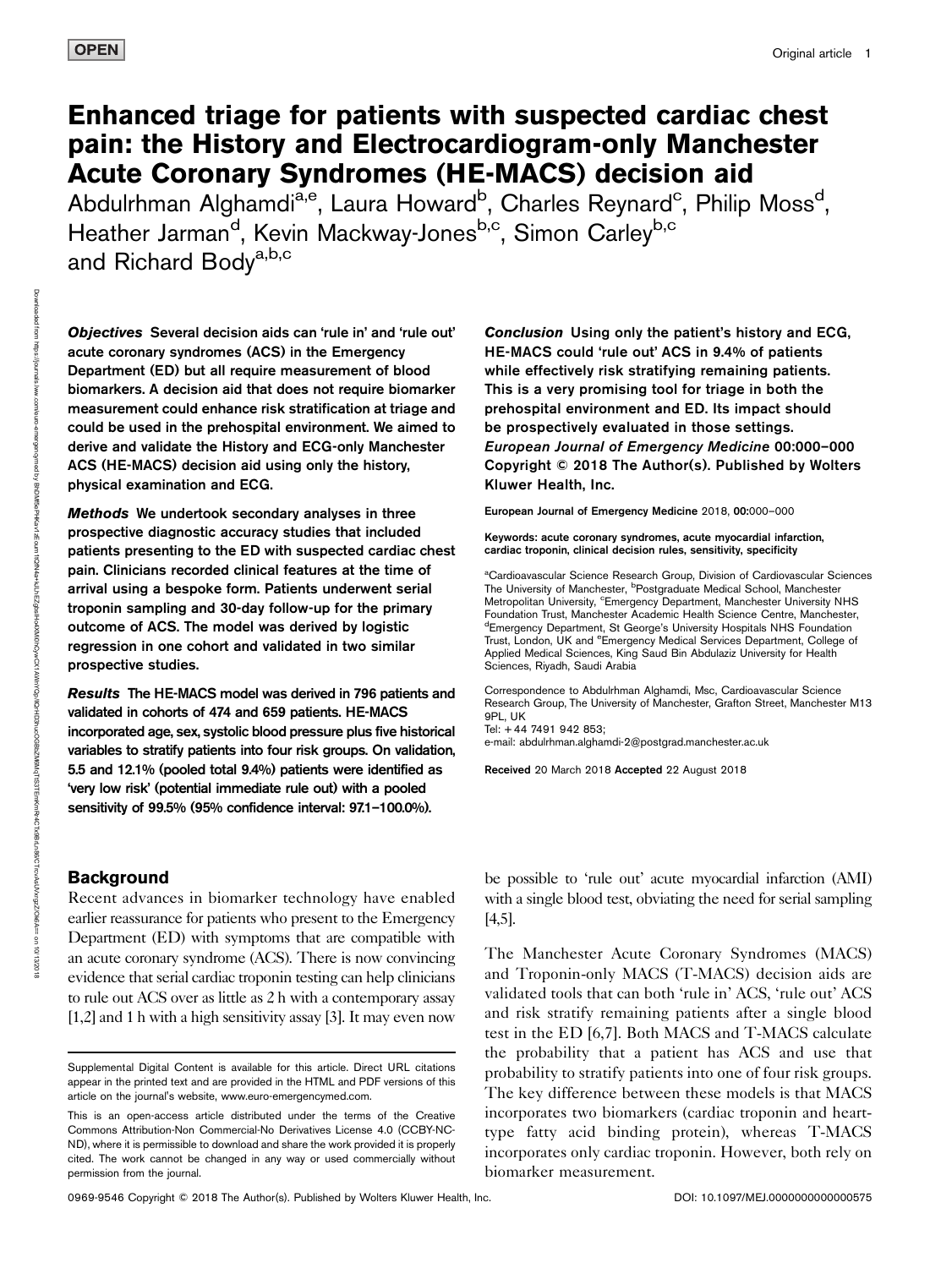OPEN

Original article

# Enhanced triage for patients with suspected cardiac chest pain: the History and Electrocardiogram-only Manchester Acute Coronary Syndromes (HE-MACS) decision aid

Abdulrhman Alghamdi[a,e], Laura Howard[b], Charles Reynard[c], Philip Moss[d], Heather Jarman[d], Kevin Mackway-Jones[b,c], Simon Carley[b,c] and Richard Body[a,b,c]

***Objectives*** **Several decision aids can 'rule in' and 'rule out' acute coronary syndromes (ACS) in the Emergency Department (ED) but all require measurement of blood biomarkers. A decision aid that does not require biomarker measurement could enhance risk stratification at triage and could be used in the prehospital environment. We aimed to derive and validate the History and ECG-only Manchester ACS (HE-MACS) decision aid using only the history, physical examination and ECG.**

***Methods*** **We undertook secondary analyses in three prospective diagnostic accuracy studies that included patients presenting to the ED with suspected cardiac chest pain. Clinicians recorded clinical features at the time of arrival using a bespoke form. Patients underwent serial troponin sampling and 30-day follow-up for the primary outcome of ACS. The model was derived by logistic regression in one cohort and validated in two similar prospective studies.**

***Results*** **The HE-MACS model was derived in 796 patients and validated in cohorts of 474 and 659 patients. HE-MACS incorporated age, sex, systolic blood pressure plus five historical variables to stratify patients into four risk groups. On validation, 5.5 and 12.1% (pooled total 9.4%) patients were identified as 'very low risk' (potential immediate rule out) with a pooled sensitivity of 99.5% (95% confidence interval: 97.1–100.0%).**

***Conclusion*** **Using only the patient's history and ECG, HE-MACS could 'rule out' ACS in 9.4% of patients while effectively risk stratifying remaining patients. This is a very promising tool for triage in both the prehospital environment and ED. Its impact should be prospectively evaluated in those settings.** ***European Journal of Emergency Medicine*** **00:000–000 Copyright © 2018 The Author(s). Published by Wolters Kluwer Health, Inc.**

European Journal of Emergency Medicine 2018, 00:000–000

Keywords: acute coronary syndromes, acute myocardial infarction, cardiac troponin, clinical decision rules, sensitivity, specificity

[a]Cardioavascular Science Research Group, Division of Cardiovascular Sciences The University of Manchester, [b]Postgraduate Medical School, Manchester Metropolitan University, [c]Emergency Department, Manchester University NHS Foundation Trust, Manchester Academic Health Science Centre, Manchester, [d]Emergency Department, St George's University Hospitals NHS Foundation Trust, London, UK and [e]Emergency Medical Services Department, College of Applied Medical Sciences, King Saud Bin Abdulaziz University for Health Sciences, Riyadh, Saudi Arabia

Correspondence to Abdulrhman Alghamdi, Msc, Cardioavascular Science Research Group, The University of Manchester, Grafton Street, Manchester M13 9PL, UK
Tel: + 44 7491 942 853;
e-mail: abdulrhman.alghamdi-2@postgrad.manchester.ac.uk

Received 20 March 2018 Accepted 22 August 2018

## Background

Recent advances in biomarker technology have enabled earlier reassurance for patients who present to the Emergency Department (ED) with symptoms that are compatible with an acute coronary syndrome (ACS). There is now convincing evidence that serial cardiac troponin testing can help clinicians to rule out ACS over as little as 2 h with a contemporary assay [1,2] and 1 h with a high sensitivity assay [3]. It may even now be possible to 'rule out' acute myocardial infarction (AMI) with a single blood test, obviating the need for serial sampling [4,5].

The Manchester Acute Coronary Syndromes (MACS) and Troponin-only MACS (T-MACS) decision aids are validated tools that can both 'rule in' ACS, 'rule out' ACS and risk stratify remaining patients after a single blood test in the ED [6,7]. Both MACS and T-MACS calculate the probability that a patient has ACS and use that probability to stratify patients into one of four risk groups. The key difference between these models is that MACS incorporates two biomarkers (cardiac troponin and heart-type fatty acid binding protein), whereas T-MACS incorporates only cardiac troponin. However, both rely on biomarker measurement.

Supplemental Digital Content is available for this article. Direct URL citations appear in the printed text and are provided in the HTML and PDF versions of this article on the journal's website, www.euro-emergencymed.com.

This is an open-access article distributed under the terms of the Creative Commons Attribution-Non Commercial-No Derivatives License 4.0 (CCBY-NC-ND), where it is permissible to download and share the work provided it is properly cited. The work cannot be changed in any way or used commercially without permission from the journal.

0969-9546 Copyright © 2018 The Author(s). Published by Wolters Kluwer Health, Inc. DOI: 10.1097/MEJ.0000000000000575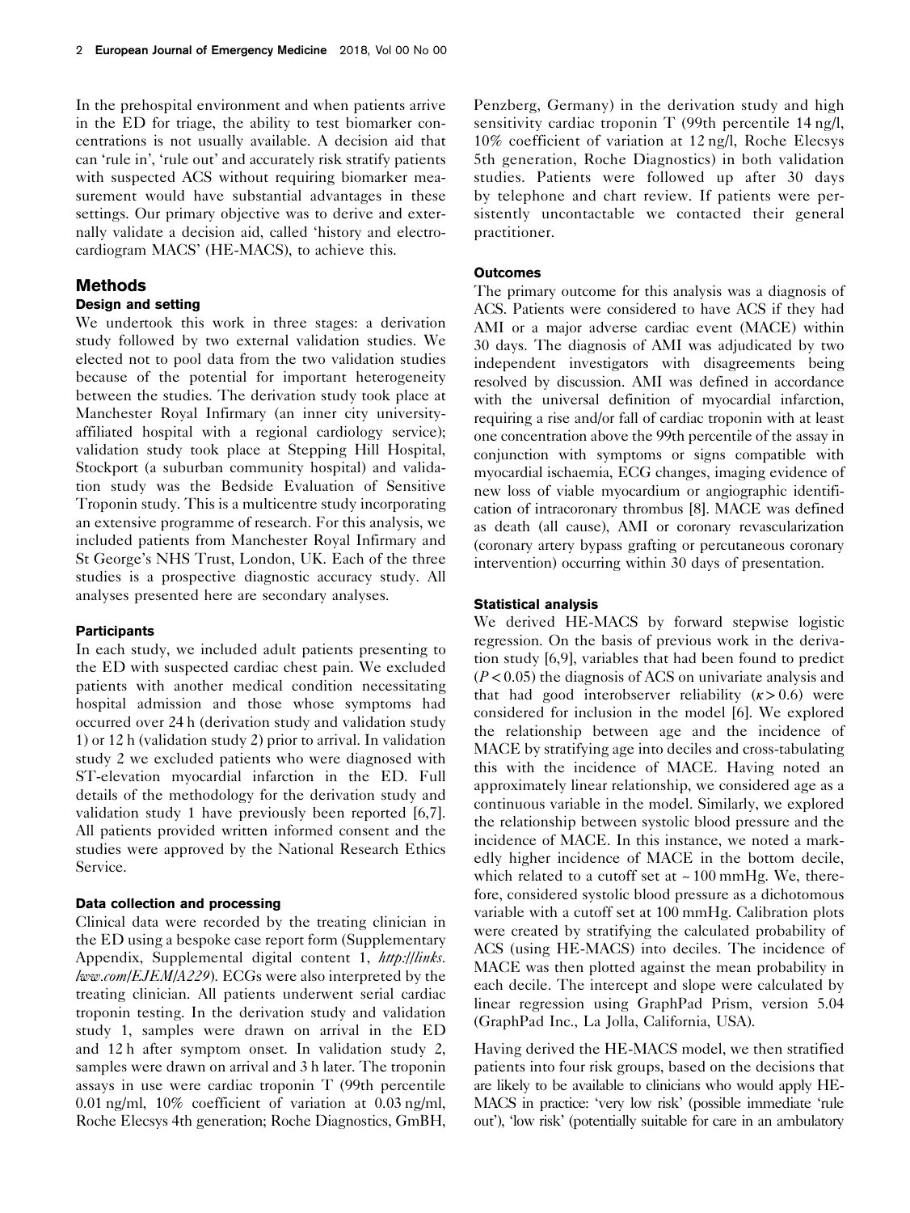In the prehospital environment and when patients arrive in the ED for triage, the ability to test biomarker concentrations is not usually available. A decision aid that can 'rule in', 'rule out' and accurately risk stratify patients with suspected ACS without requiring biomarker measurement would have substantial advantages in these settings. Our primary objective was to derive and externally validate a decision aid, called 'history and electrocardiogram MACS' (HE-MACS), to achieve this.

## Methods

### Design and setting

We undertook this work in three stages: a derivation study followed by two external validation studies. We elected not to pool data from the two validation studies because of the potential for important heterogeneity between the studies. The derivation study took place at Manchester Royal Infirmary (an inner city university-affiliated hospital with a regional cardiology service); validation study took place at Stepping Hill Hospital, Stockport (a suburban community hospital) and validation study was the Bedside Evaluation of Sensitive Troponin study. This is a multicentre study incorporating an extensive programme of research. For this analysis, we included patients from Manchester Royal Infirmary and St George's NHS Trust, London, UK. Each of the three studies is a prospective diagnostic accuracy study. All analyses presented here are secondary analyses.

### Participants

In each study, we included adult patients presenting to the ED with suspected cardiac chest pain. We excluded patients with another medical condition necessitating hospital admission and those whose symptoms had occurred over 24 h (derivation study and validation study 1) or 12 h (validation study 2) prior to arrival. In validation study 2 we excluded patients who were diagnosed with ST-elevation myocardial infarction in the ED. Full details of the methodology for the derivation study and validation study 1 have previously been reported [6,7]. All patients provided written informed consent and the studies were approved by the National Research Ethics Service.

### Data collection and processing

Clinical data were recorded by the treating clinician in the ED using a bespoke case report form (Supplementary Appendix, Supplemental digital content 1, *http://links.lww.com/EJEM/A229*). ECGs were also interpreted by the treating clinician. All patients underwent serial cardiac troponin testing. In the derivation study and validation study 1, samples were drawn on arrival in the ED and 12 h after symptom onset. In validation study 2, samples were drawn on arrival and 3 h later. The troponin assays in use were cardiac troponin T (99th percentile 0.01 ng/ml, 10% coefficient of variation at 0.03 ng/ml, Roche Elecsys 4th generation; Roche Diagnostics, GmBH, Penzberg, Germany) in the derivation study and high sensitivity cardiac troponin T (99th percentile 14 ng/l, 10% coefficient of variation at 12 ng/l, Roche Elecsys 5th generation, Roche Diagnostics) in both validation studies. Patients were followed up after 30 days by telephone and chart review. If patients were persistently uncontactable we contacted their general practitioner.

### Outcomes

The primary outcome for this analysis was a diagnosis of ACS. Patients were considered to have ACS if they had AMI or a major adverse cardiac event (MACE) within 30 days. The diagnosis of AMI was adjudicated by two independent investigators with disagreements being resolved by discussion. AMI was defined in accordance with the universal definition of myocardial infarction, requiring a rise and/or fall of cardiac troponin with at least one concentration above the 99th percentile of the assay in conjunction with symptoms or signs compatible with myocardial ischaemia, ECG changes, imaging evidence of new loss of viable myocardium or angiographic identification of intracoronary thrombus [8]. MACE was defined as death (all cause), AMI or coronary revascularization (coronary artery bypass grafting or percutaneous coronary intervention) occurring within 30 days of presentation.

### Statistical analysis

We derived HE-MACS by forward stepwise logistic regression. On the basis of previous work in the derivation study [6,9], variables that had been found to predict ($P<0.05$) the diagnosis of ACS on univariate analysis and that had good interobserver reliability ($\kappa>0.6$) were considered for inclusion in the model [6]. We explored the relationship between age and the incidence of MACE by stratifying age into deciles and cross-tabulating this with the incidence of MACE. Having noted an approximately linear relationship, we considered age as a continuous variable in the model. Similarly, we explored the relationship between systolic blood pressure and the incidence of MACE. In this instance, we noted a markedly higher incidence of MACE in the bottom decile, which related to a cutoff set at ~100 mmHg. We, therefore, considered systolic blood pressure as a dichotomous variable with a cutoff set at 100 mmHg. Calibration plots were created by stratifying the calculated probability of ACS (using HE-MACS) into deciles. The incidence of MACE was then plotted against the mean probability in each decile. The intercept and slope were calculated by linear regression using GraphPad Prism, version 5.04 (GraphPad Inc., La Jolla, California, USA).

Having derived the HE-MACS model, we then stratified patients into four risk groups, based on the decisions that are likely to be available to clinicians who would apply HE-MACS in practice: 'very low risk' (possible immediate 'rule out'), 'low risk' (potentially suitable for care in an ambulatory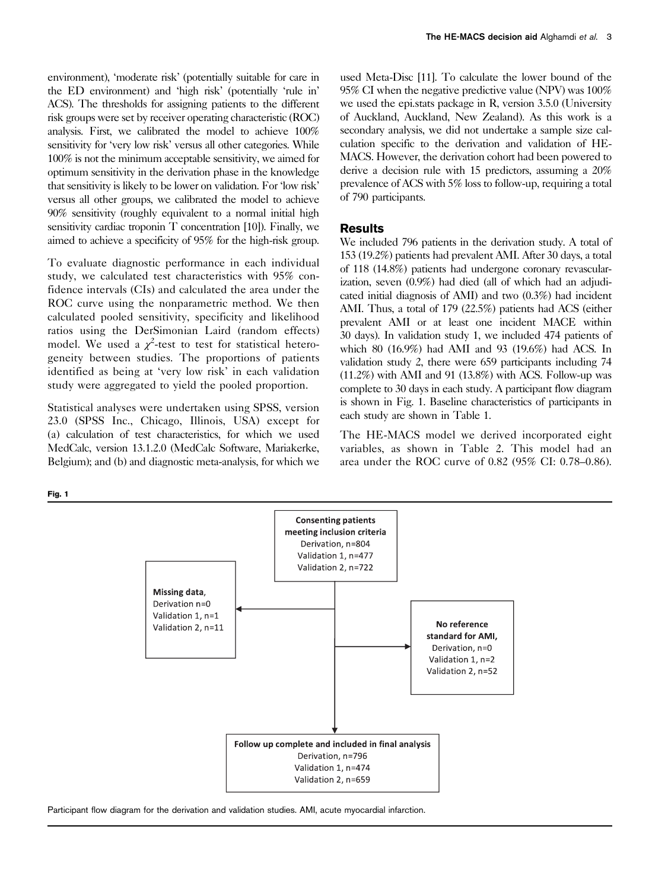environment), 'moderate risk' (potentially suitable for care in the ED environment) and 'high risk' (potentially 'rule in' ACS). The thresholds for assigning patients to the different risk groups were set by receiver operating characteristic (ROC) analysis. First, we calibrated the model to achieve 100% sensitivity for 'very low risk' versus all other categories. While 100% is not the minimum acceptable sensitivity, we aimed for optimum sensitivity in the derivation phase in the knowledge that sensitivity is likely to be lower on validation. For 'low risk' versus all other groups, we calibrated the model to achieve 90% sensitivity (roughly equivalent to a normal initial high sensitivity cardiac troponin T concentration [10]). Finally, we aimed to achieve a specificity of 95% for the high-risk group.

To evaluate diagnostic performance in each individual study, we calculated test characteristics with 95% confidence intervals (CIs) and calculated the area under the ROC curve using the nonparametric method. We then calculated pooled sensitivity, specificity and likelihood ratios using the DerSimonian Laird (random effects) model. We used a $\chi^2$-test to test for statistical heterogeneity between studies. The proportions of patients identified as being at 'very low risk' in each validation study were aggregated to yield the pooled proportion.

Statistical analyses were undertaken using SPSS, version 23.0 (SPSS Inc., Chicago, Illinois, USA) except for (a) calculation of test characteristics, for which we used MedCalc, version 13.1.2.0 (MedCalc Software, Mariakerke, Belgium); and (b) and diagnostic meta-analysis, for which we used Meta-Disc [11]. To calculate the lower bound of the 95% CI when the negative predictive value (NPV) was 100% we used the epi.stats package in R, version 3.5.0 (University of Auckland, Auckland, New Zealand). As this work is a secondary analysis, we did not undertake a sample size calculation specific to the derivation and validation of HE-MACS. However, the derivation cohort had been powered to derive a decision rule with 15 predictors, assuming a 20% prevalence of ACS with 5% loss to follow-up, requiring a total of 790 participants.

## Results

We included 796 patients in the derivation study. A total of 153 (19.2%) patients had prevalent AMI. After 30 days, a total of 118 (14.8%) patients had undergone coronary revascularization, seven (0.9%) had died (all of which had an adjudicated initial diagnosis of AMI) and two (0.3%) had incident AMI. Thus, a total of 179 (22.5%) patients had ACS (either prevalent AMI or at least one incident MACE within 30 days). In validation study 1, we included 474 patients of which 80 (16.9%) had AMI and 93 (19.6%) had ACS. In validation study 2, there were 659 participants including 74 (11.2%) with AMI and 91 (13.8%) with ACS. Follow-up was complete to 30 days in each study. A participant flow diagram is shown in Fig. 1. Baseline characteristics of participants in each study are shown in Table 1.

The HE-MACS model we derived incorporated eight variables, as shown in Table 2. This model had an area under the ROC curve of 0.82 (95% CI: 0.78–0.86).

**Fig. 1**

**Consenting patients meeting inclusion criteria**
Derivation, n=804
Validation 1, n=477
Validation 2, n=722

**Missing data**,
Derivation n=0
Validation 1, n=1
Validation 2, n=11

**No reference standard for AMI,**
Derivation, n=0
Validation 1, n=2
Validation 2, n=52

**Follow up complete and included in final analysis**
Derivation, n=796
Validation 1, n=474
Validation 2, n=659

Participant flow diagram for the derivation and validation studies. AMI, acute myocardial infarction.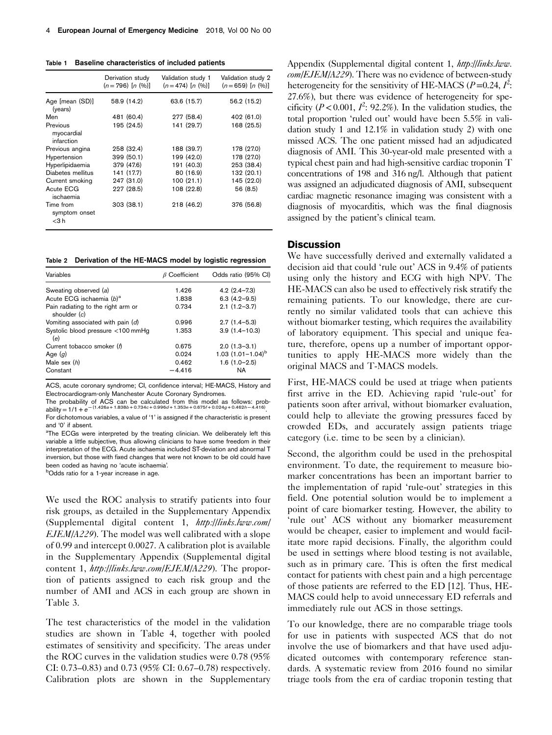**Table 1 Baseline characteristics of included patients**

| | Derivation study ($n=796$) [n (%)] | Validation study 1 ($n=474$) [n (%)] | Validation study 2 ($n=659$) [n (%)] |
|---|---|---|---|
| Age [mean (SD)] (years) | 58.9 (14.2) | 63.6 (15.7) | 56.2 (15.2) |
| Men | 481 (60.4) | 277 (58.4) | 402 (61.0) |
| Previous myocardial infarction | 195 (24.5) | 141 (29.7) | 168 (25.5) |
| Previous angina | 258 (32.4) | 188 (39.7) | 178 (27.0) |
| Hypertension | 399 (50.1) | 199 (42.0) | 178 (27.0) |
| Hyperlipidaemia | 379 (47.6) | 191 (40.3) | 253 (38.4) |
| Diabetes mellitus | 141 (17.7) | 80 (16.9) | 132 (20.1) |
| Current smoking | 247 (31.0) | 100 (21.1) | 145 (22.0) |
| Acute ECG ischaemia | 227 (28.5) | 108 (22.8) | 56 (8.5) |
| Time from symptom onset <3 h | 303 (38.1) | 218 (46.2) | 376 (56.8) |

**Table 2 Derivation of the HE-MACS model by logistic regression**

| Variables | β Coefficient | Odds ratio (95% CI) |
|---|---|---|
| Sweating observed (*a*) | 1.426 | 4.2 (2.4–7.3) |
| Acute ECG ischaemia (*b*)[a] | 1.838 | 6.3 (4.2–9.5) |
| Pain radiating to the right arm or shoulder (*c*) | 0.734 | 2.1 (1.2–3.7) |
| Vomiting associated with pain (*d*) | 0.996 | 2.7 (1.4–5.3) |
| Systolic blood pressure <100 mmHg (*e*) | 1.353 | 3.9 (1.4–10.3) |
| Current tobacco smoker (*f*) | 0.675 | 2.0 (1.3–3.1) |
| Age (*g*) | 0.024 | 1.03 (1.01–1.04)[b] |
| Male sex (*h*) | 0.462 | 1.6 (1.0–2.5) |
| Constant | −4.416 | NA |

ACS, acute coronary syndrome; CI, confidence interval; HE-MACS, History and Electrocardiogram-only Manchester Acute Coronary Syndromes.

The probability of ACS can be calculated from this model as follows: probability $= 1/1 + e^{-(1.426a + 1.838b + 0.734c + 0.996d + 1.353e + 0.675f + 0.024g + 0.462h - 4.416)}$

For dichotomous variables, a value of '1' is assigned if the characteristic is present and '0' if absent.

[a]The ECGs were interpreted by the treating clinician. We deliberately left this variable a little subjective, thus allowing clinicians to have some freedom in their interpretation of the ECG. Acute ischaemia included ST-deviation and abnormal T inversion, but those with fixed changes that were not known to be old could have been coded as having no 'acute ischaemia'.

[b]Odds ratio for a 1-year increase in age.

We used the ROC analysis to stratify patients into four risk groups, as detailed in the Supplementary Appendix (Supplemental digital content 1, *http://links.lww.com/EJEM/A229*). The model was well calibrated with a slope of 0.99 and intercept 0.0027. A calibration plot is available in the Supplementary Appendix (Supplemental digital content 1, *http://links.lww.com/EJEM/A229*). The proportion of patients assigned to each risk group and the number of AMI and ACS in each group are shown in Table 3.

The test characteristics of the model in the validation studies are shown in Table 4, together with pooled estimates of sensitivity and specificity. The areas under the ROC curves in the validation studies were 0.78 (95% CI: 0.73–0.83) and 0.73 (95% CI: 0.67–0.78) respectively. Calibration plots are shown in the Supplementary Appendix (Supplemental digital content 1, *http://links.lww.com/EJEM/A229*). There was no evidence of between-study heterogeneity for the sensitivity of HE-MACS ($P=0.24$, $I^2$: 27.6%), but there was evidence of heterogeneity for specificity ($P<0.001$, $I^2$: 92.2%). In the validation studies, the total proportion 'ruled out' would have been 5.5% in validation study 1 and 12.1% in validation study 2) with one missed ACS. The one patient missed had an adjudicated diagnosis of AMI. This 30-year-old male presented with a typical chest pain and had high-sensitive cardiac troponin T concentrations of 198 and 316 ng/l. Although that patient was assigned an adjudicated diagnosis of AMI, subsequent cardiac magnetic resonance imaging was consistent with a diagnosis of myocarditis, which was the final diagnosis assigned by the patient's clinical team.

## Discussion

We have successfully derived and externally validated a decision aid that could 'rule out' ACS in 9.4% of patients using only the history and ECG with high NPV. The HE-MACS can also be used to effectively risk stratify the remaining patients. To our knowledge, there are currently no similar validated tools that can achieve this without biomarker testing, which requires the availability of laboratory equipment. This special and unique feature, therefore, opens up a number of important opportunities to apply HE-MACS more widely than the original MACS and T-MACS models.

First, HE-MACS could be used at triage when patients first arrive in the ED. Achieving rapid 'rule-out' for patients soon after arrival, without biomarker evaluation, could help to alleviate the growing pressures faced by crowded EDs, and accurately assign patients triage category (i.e. time to be seen by a clinician).

Second, the algorithm could be used in the prehospital environment. To date, the requirement to measure biomarker concentrations has been an important barrier to the implementation of rapid 'rule-out' strategies in this field. One potential solution would be to implement a point of care biomarker testing. However, the ability to 'rule out' ACS without any biomarker measurement would be cheaper, easier to implement and would facilitate more rapid decisions. Finally, the algorithm could be used in settings where blood testing is not available, such as in primary care. This is often the first medical contact for patients with chest pain and a high percentage of those patients are referred to the ED [12]. Thus, HE-MACS could help to avoid unnecessary ED referrals and immediately rule out ACS in those settings.

To our knowledge, there are no comparable triage tools for use in patients with suspected ACS that do not involve the use of biomarkers and that have used adjudicated outcomes with contemporary reference standards. A systematic review from 2016 found no similar triage tools from the era of cardiac troponin testing that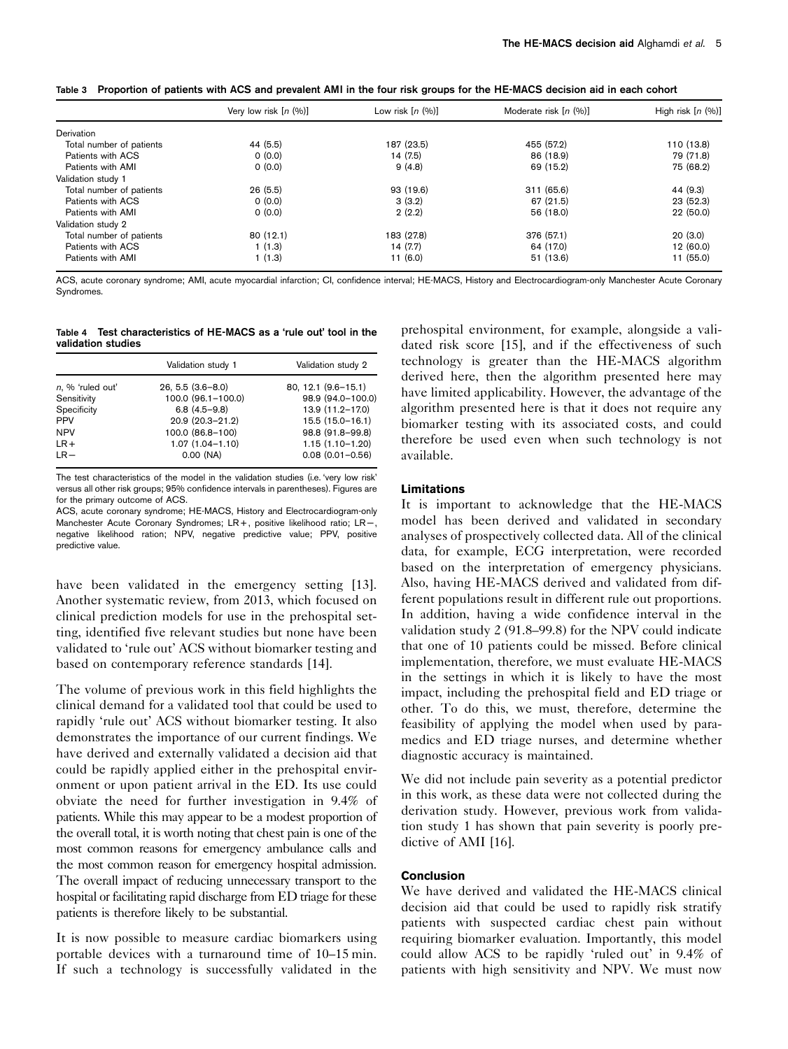**Table 3 Proportion of patients with ACS and prevalent AMI in the four risk groups for the HE-MACS decision aid in each cohort**

| | Very low risk [n (%)] | Low risk [n (%)] | Moderate risk [n (%)] | High risk [n (%)] |
|---|---|---|---|---|
| Derivation | | | | |
| Total number of patients | 44 (5.5) | 187 (23.5) | 455 (57.2) | 110 (13.8) |
| Patients with ACS | 0 (0.0) | 14 (7.5) | 86 (18.9) | 79 (71.8) |
| Patients with AMI | 0 (0.0) | 9 (4.8) | 69 (15.2) | 75 (68.2) |
| Validation study 1 | | | | |
| Total number of patients | 26 (5.5) | 93 (19.6) | 311 (65.6) | 44 (9.3) |
| Patients with ACS | 0 (0.0) | 3 (3.2) | 67 (21.5) | 23 (52.3) |
| Patients with AMI | 0 (0.0) | 2 (2.2) | 56 (18.0) | 22 (50.0) |
| Validation study 2 | | | | |
| Total number of patients | 80 (12.1) | 183 (27.8) | 376 (57.1) | 20 (3.0) |
| Patients with ACS | 1 (1.3) | 14 (7.7) | 64 (17.0) | 12 (60.0) |
| Patients with AMI | 1 (1.3) | 11 (6.0) | 51 (13.6) | 11 (55.0) |

ACS, acute coronary syndrome; AMI, acute myocardial infarction; CI, confidence interval; HE-MACS, History and Electrocardiogram-only Manchester Acute Coronary Syndromes.

**Table 4 Test characteristics of HE-MACS as a 'rule out' tool in the validation studies**

| | Validation study 1 | Validation study 2 |
|---|---|---|
| n, % 'ruled out' | 26, 5.5 (3.6–8.0) | 80, 12.1 (9.6–15.1) |
| Sensitivity | 100.0 (96.1–100.0) | 98.9 (94.0–100.0) |
| Specificity | 6.8 (4.5–9.8) | 13.9 (11.2–17.0) |
| PPV | 20.9 (20.3–21.2) | 15.5 (15.0–16.1) |
| NPV | 100.0 (86.8–100) | 98.8 (91.8–99.8) |
| LR+ | 1.07 (1.04–1.10) | 1.15 (1.10–1.20) |
| LR− | 0.00 (NA) | 0.08 (0.01–0.56) |

The test characteristics of the model in the validation studies (i.e. 'very low risk' versus all other risk groups; 95% confidence intervals in parentheses). Figures are for the primary outcome of ACS.

ACS, acute coronary syndrome; HE-MACS, History and Electrocardiogram-only Manchester Acute Coronary Syndromes; LR+, positive likelihood ratio; LR−, negative likelihood ration; NPV, negative predictive value; PPV, positive predictive value.

have been validated in the emergency setting [13]. Another systematic review, from 2013, which focused on clinical prediction models for use in the prehospital setting, identified five relevant studies but none have been validated to 'rule out' ACS without biomarker testing and based on contemporary reference standards [14].

The volume of previous work in this field highlights the clinical demand for a validated tool that could be used to rapidly 'rule out' ACS without biomarker testing. It also demonstrates the importance of our current findings. We have derived and externally validated a decision aid that could be rapidly applied either in the prehospital environment or upon patient arrival in the ED. Its use could obviate the need for further investigation in 9.4% of patients. While this may appear to be a modest proportion of the overall total, it is worth noting that chest pain is one of the most common reasons for emergency ambulance calls and the most common reason for emergency hospital admission. The overall impact of reducing unnecessary transport to the hospital or facilitating rapid discharge from ED triage for these patients is therefore likely to be substantial.

It is now possible to measure cardiac biomarkers using portable devices with a turnaround time of 10–15 min. If such a technology is successfully validated in the prehospital environment, for example, alongside a validated risk score [15], and if the effectiveness of such technology is greater than the HE-MACS algorithm derived here, then the algorithm presented here may have limited applicability. However, the advantage of the algorithm presented here is that it does not require any biomarker testing with its associated costs, and could therefore be used even when such technology is not available.

### Limitations

It is important to acknowledge that the HE-MACS model has been derived and validated in secondary analyses of prospectively collected data. All of the clinical data, for example, ECG interpretation, were recorded based on the interpretation of emergency physicians. Also, having HE-MACS derived and validated from different populations result in different rule out proportions. In addition, having a wide confidence interval in the validation study 2 (91.8–99.8) for the NPV could indicate that one of 10 patients could be missed. Before clinical implementation, therefore, we must evaluate HE-MACS in the settings in which it is likely to have the most impact, including the prehospital field and ED triage or other. To do this, we must, therefore, determine the feasibility of applying the model when used by paramedics and ED triage nurses, and determine whether diagnostic accuracy is maintained.

We did not include pain severity as a potential predictor in this work, as these data were not collected during the derivation study. However, previous work from validation study 1 has shown that pain severity is poorly predictive of AMI [16].

### Conclusion

We have derived and validated the HE-MACS clinical decision aid that could be used to rapidly risk stratify patients with suspected cardiac chest pain without requiring biomarker evaluation. Importantly, this model could allow ACS to be rapidly 'ruled out' in 9.4% of patients with high sensitivity and NPV. We must now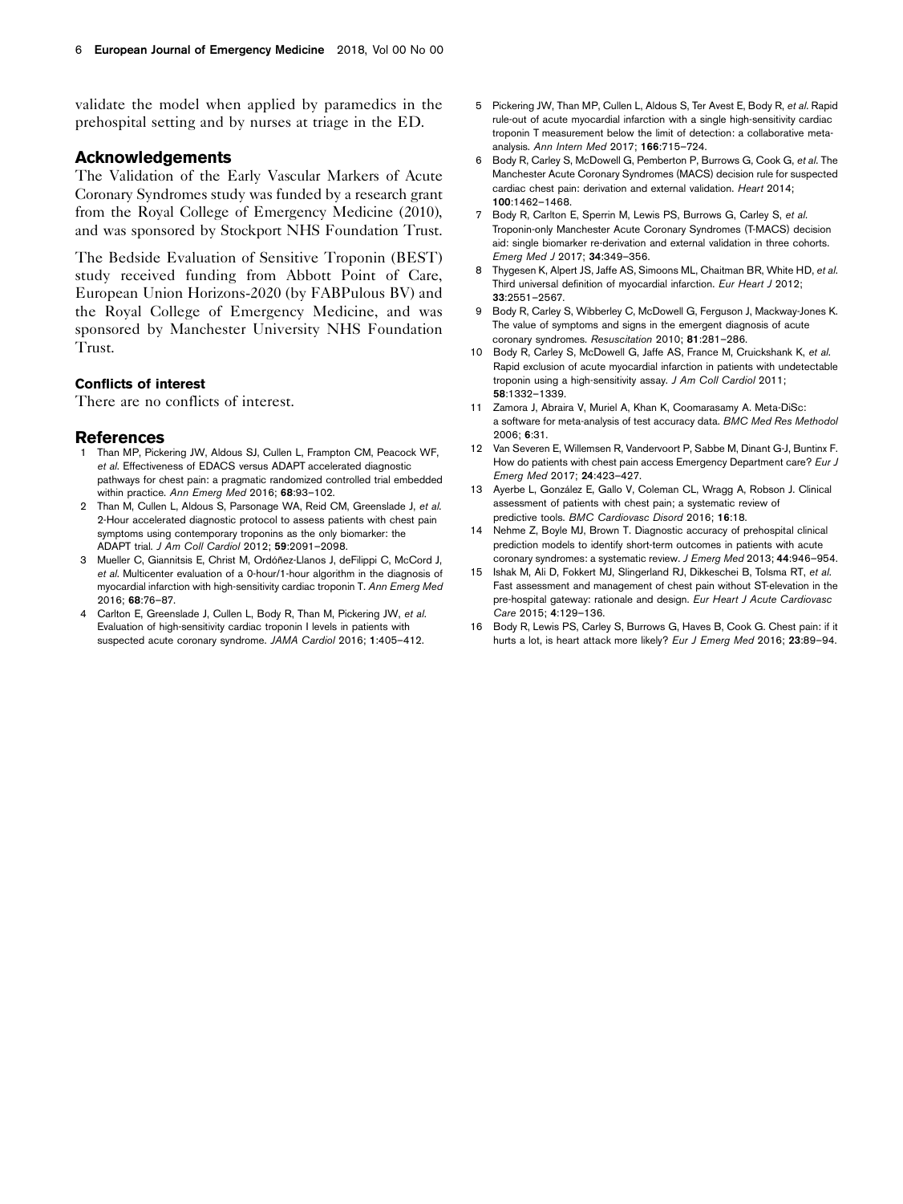validate the model when applied by paramedics in the prehospital setting and by nurses at triage in the ED.

## Acknowledgements

The Validation of the Early Vascular Markers of Acute Coronary Syndromes study was funded by a research grant from the Royal College of Emergency Medicine (2010), and was sponsored by Stockport NHS Foundation Trust.

The Bedside Evaluation of Sensitive Troponin (BEST) study received funding from Abbott Point of Care, European Union Horizons-2020 (by FABPulous BV) and the Royal College of Emergency Medicine, and was sponsored by Manchester University NHS Foundation Trust.

### Conflicts of interest

There are no conflicts of interest.

## References

1. Than MP, Pickering JW, Aldous SJ, Cullen L, Frampton CM, Peacock WF, *et al*. Effectiveness of EDACS versus ADAPT accelerated diagnostic pathways for chest pain: a pragmatic randomized controlled trial embedded within practice. *Ann Emerg Med* 2016; **68**:93–102.
2. Than M, Cullen L, Aldous S, Parsonage WA, Reid CM, Greenslade J, *et al*. 2-Hour accelerated diagnostic protocol to assess patients with chest pain symptoms using contemporary troponins as the only biomarker: the ADAPT trial. *J Am Coll Cardiol* 2012; **59**:2091–2098.
3. Mueller C, Giannitsis E, Christ M, Ordóñez-Llanos J, deFilippi C, McCord J, *et al*. Multicenter evaluation of a 0-hour/1-hour algorithm in the diagnosis of myocardial infarction with high-sensitivity cardiac troponin T. *Ann Emerg Med* 2016; **68**:76–87.
4. Carlton E, Greenslade J, Cullen L, Body R, Than M, Pickering JW, *et al*. Evaluation of high-sensitivity cardiac troponin I levels in patients with suspected acute coronary syndrome. *JAMA Cardiol* 2016; **1**:405–412.
5. Pickering JW, Than MP, Cullen L, Aldous S, Ter Avest E, Body R, *et al*. Rapid rule-out of acute myocardial infarction with a single high-sensitivity cardiac troponin T measurement below the limit of detection: a collaborative meta-analysis. *Ann Intern Med* 2017; **166**:715–724.
6. Body R, Carley S, McDowell G, Pemberton P, Burrows G, Cook G, *et al*. The Manchester Acute Coronary Syndromes (MACS) decision rule for suspected cardiac chest pain: derivation and external validation. *Heart* 2014; **100**:1462–1468.
7. Body R, Carlton E, Sperrin M, Lewis PS, Burrows G, Carley S, *et al*. Troponin-only Manchester Acute Coronary Syndromes (T-MACS) decision aid: single biomarker re-derivation and external validation in three cohorts. *Emerg Med J* 2017; **34**:349–356.
8. Thygesen K, Alpert JS, Jaffe AS, Simoons ML, Chaitman BR, White HD, *et al*. Third universal definition of myocardial infarction. *Eur Heart J* 2012; **33**:2551–2567.
9. Body R, Carley S, Wibberley C, McDowell G, Ferguson J, Mackway-Jones K. The value of symptoms and signs in the emergent diagnosis of acute coronary syndromes. *Resuscitation* 2010; **81**:281–286.
10. Body R, Carley S, McDowell G, Jaffe AS, France M, Cruickshank K, *et al*. Rapid exclusion of acute myocardial infarction in patients with undetectable troponin using a high-sensitivity assay. *J Am Coll Cardiol* 2011; **58**:1332–1339.
11. Zamora J, Abraira V, Muriel A, Khan K, Coomarasamy A. Meta-DiSc: a software for meta-analysis of test accuracy data. *BMC Med Res Methodol* 2006; **6**:31.
12. Van Severen E, Willemsen R, Vandervoort P, Sabbe M, Dinant G-J, Buntinx F. How do patients with chest pain access Emergency Department care? *Eur J Emerg Med* 2017; **24**:423–427.
13. Ayerbe L, González E, Gallo V, Coleman CL, Wragg A, Robson J. Clinical assessment of patients with chest pain; a systematic review of predictive tools. *BMC Cardiovasc Disord* 2016; **16**:18.
14. Nehme Z, Boyle MJ, Brown T. Diagnostic accuracy of prehospital clinical prediction models to identify short-term outcomes in patients with acute coronary syndromes: a systematic review. *J Emerg Med* 2013; **44**:946–954.
15. Ishak M, Ali D, Fokkert MJ, Slingerland RJ, Dikkeschei B, Tolsma RT, *et al*. Fast assessment and management of chest pain without ST-elevation in the pre-hospital gateway: rationale and design. *Eur Heart J Acute Cardiovasc Care* 2015; **4**:129–136.
16. Body R, Lewis PS, Carley S, Burrows G, Haves B, Cook G. Chest pain: if it hurts a lot, is heart attack more likely? *Eur J Emerg Med* 2016; **23**:89–94.